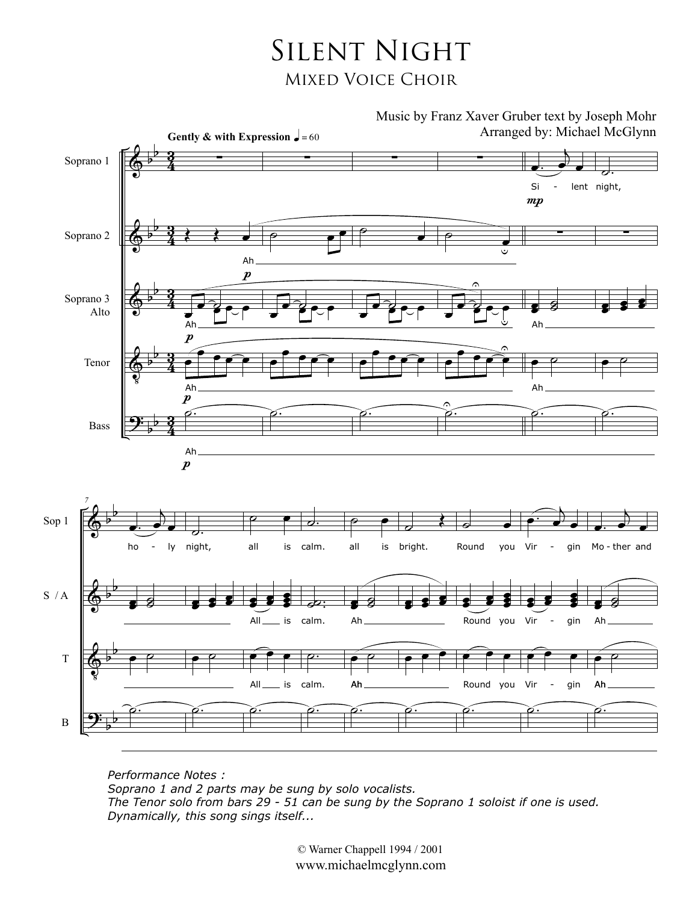# Silent Night

## Mixed Voice Choir

Music by Franz Xaver Gruber text by Joseph Mohr

Arranged by: Michael McGlynn

*Performance Notes :*
*Soprano 1 and 2 parts may be sung by solo vocalists.*
*The Tenor solo from bars 29 - 51 can be sung by the Soprano 1 soloist if one is used.*
*Dynamically, this song sings itself...*

© Warner Chappell 1994 / 2001

www.michaelmcglynn.com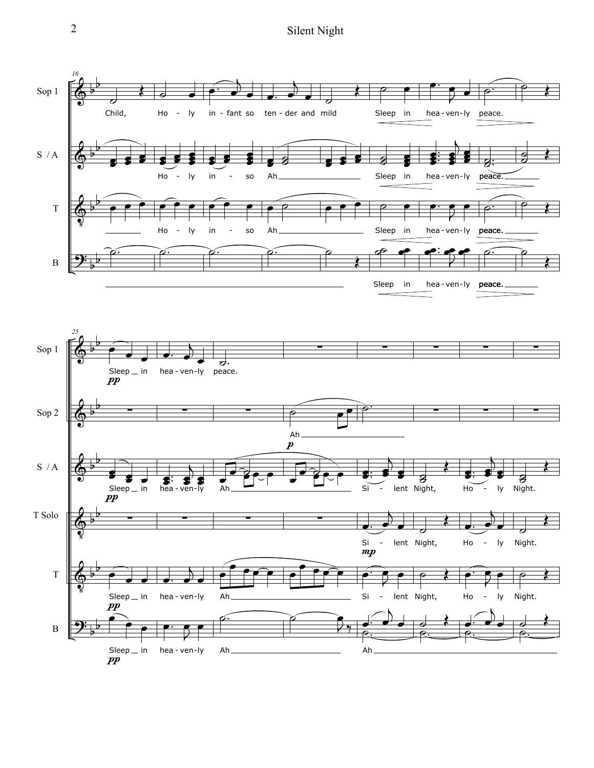16

Sop 1: Child, Ho - ly in - fant so ten - der and mild Sleep in hea - ven - ly peace.

S / A: Ho - ly in - so Ah Sleep in hea - ven - ly peace.

T: Ho - ly in - so Ah Sleep in hea - ven - ly peace.

B: Sleep in hea - ven - ly peace.

25

Sop 1: Sleep in hea - ven - ly peace.

*pp*

Sop 2: Ah

*p*

S / A: Sleep in hea - ven - ly Ah Si - lent Night, Ho - ly Night.

*pp*

T Solo: Si - lent Night, Ho - ly Night.

*mp*

T: Sleep in hea - ven - ly Ah Si - lent Night, Ho - ly Night.

*pp*

B: Sleep in hea - ven - ly Ah Ah

*pp*